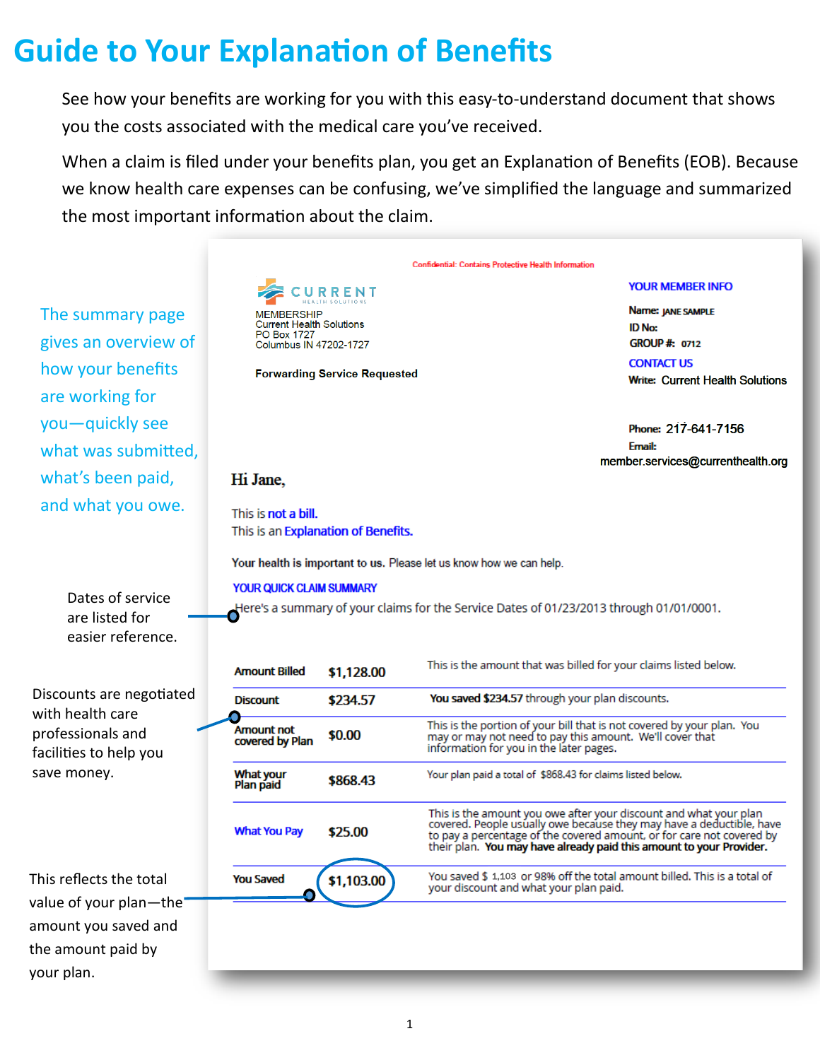# Guide to Your Explanation of Benefits

See how your benefits are working for you with this easy-to-understand document that shows you the costs associated with the medical care you've received.

When a claim is filed under your benefits plan, you get an Explanation of Benefits (EOB). Because we know health care expenses can be confusing, we've simplified the language and summarized the most important information about the claim.

The summary page gives an overview of how your benefits are working for you—quickly see what was submitted, what's been paid, and what you owe.

Confidential: Contains Protective Health Information

CURRENT HEALTH SOLUTIONS

MEMBERSHIP
Current Health Solutions
PO Box 1727
Columbus IN 47202-1727

**Forwarding Service Requested**

**YOUR MEMBER INFO**

**Name:** JANE SAMPLE
**ID No:**
**GROUP #:** 0712

**CONTACT US**

**Write:** Current Health Solutions

**Phone:** 217-641-7156
**Email:** member.services@currenthealth.org

Hi Jane,

This is **not a bill.**
This is an **Explanation of Benefits.**

**Your health is important to us.** Please let us know how we can help.

**YOUR QUICK CLAIM SUMMARY**

Here's a summary of your claims for the Service Dates of 01/23/2013 through 01/01/0001.

Dates of service are listed for easier reference.

| | | |
|---|---|---|
| **Amount Billed** | **$1,128.00** | This is the amount that was billed for your claims listed below. |
| **Discount** | **$234.57** | **You saved $234.57** through your plan discounts. |
| **Amount not covered by Plan** | **$0.00** | This is the portion of your bill that is not covered by your plan. You may or may not need to pay this amount. We'll cover that information for you in the later pages. |
| **What your Plan paid** | **$868.43** | Your plan paid a total of $868.43 for claims listed below. |
| **What You Pay** | **$25.00** | This is the amount you owe after your discount and what your plan covered. People usually owe because they may have a deductible, have to pay a percentage of the covered amount, or for care not covered by their plan. **You may have already paid this amount to your Provider.** |
| **You Saved** | **$1,103.00** | You saved $ 1,103 or 98% off the total amount billed. This is a total of your discount and what your plan paid. |

Discounts are negotiated with health care professionals and facilities to help you save money.

This reflects the total value of your plan—the amount you saved and the amount paid by your plan.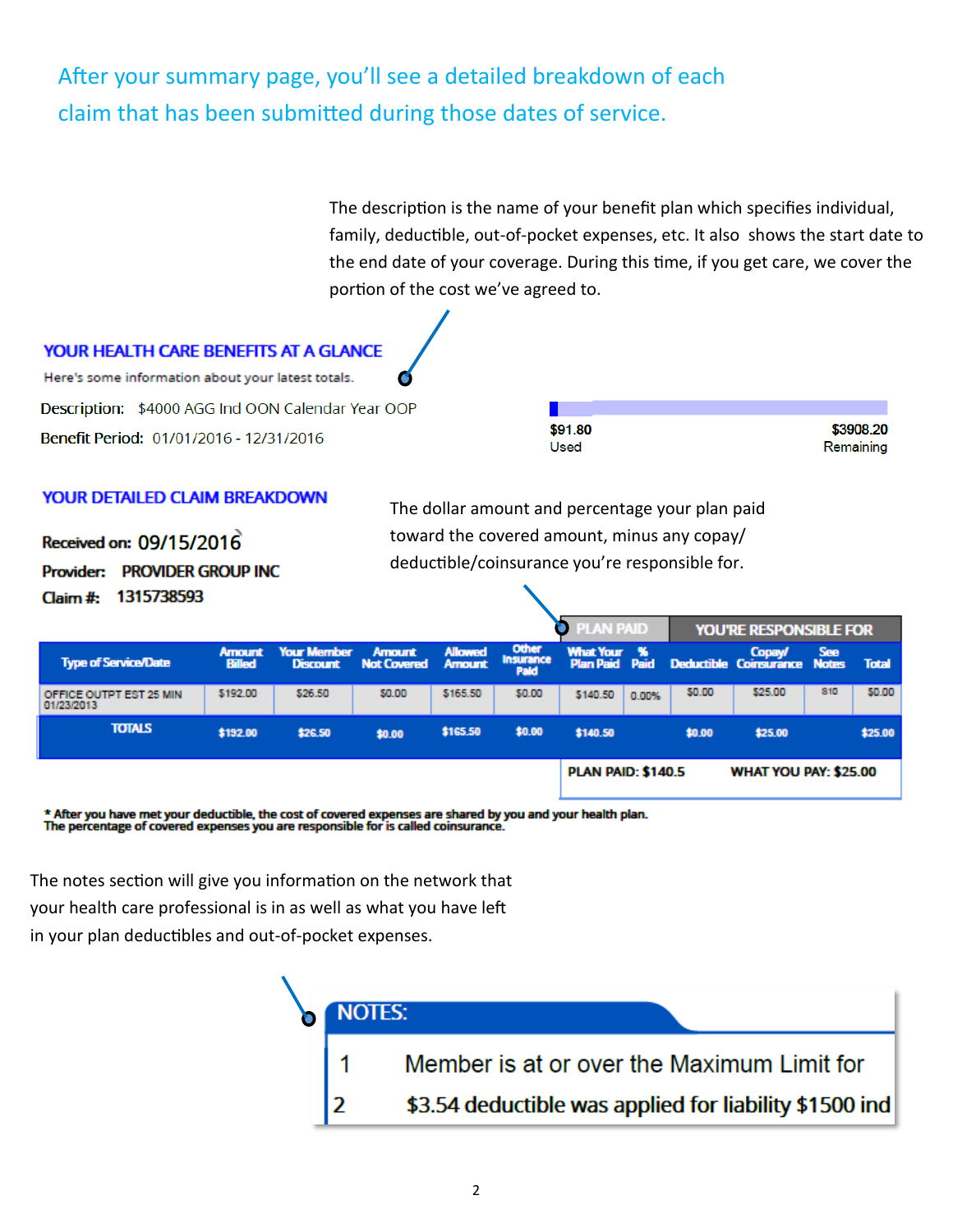After your summary page, you'll see a detailed breakdown of each claim that has been submitted during those dates of service.

The description is the name of your benefit plan which specifies individual, family, deductible, out-of-pocket expenses, etc. It also shows the start date to the end date of your coverage. During this time, if you get care, we cover the portion of the cost we've agreed to.

## YOUR HEALTH CARE BENEFITS AT A GLANCE

Here's some information about your latest totals.

**Description:** $4000 AGG Ind OON Calendar Year OOP

**Benefit Period:** 01/01/2016 - 12/31/2016

$91.80 Used

$3908.20 Remaining

## YOUR DETAILED CLAIM BREAKDOWN

The dollar amount and percentage your plan paid toward the covered amount, minus any copay/ deductible/coinsurance you're responsible for.

**Received on:** 09/15/2016

**Provider:** PROVIDER GROUP INC

**Claim #:** 1315738593

| | | | | | | PLAN PAID | | YOU'RE RESPONSIBLE FOR | | | |
|---|---|---|---|---|---|---|---|---|---|---|---|
| Type of Service/Date | Amount Billed | Your Member Discount | Amount Not Covered | Allowed Amount | Other Insurance Paid | What Your Plan Paid | % Paid | Deductible | Copay/ Coinsurance | See Notes | Total |
| OFFICE OUTPT EST 25 MIN 01/23/2013 | $192.00 | $26.50 | $0.00 | $165.50 | $0.00 | $140.50 | 0.00% | $0.00 | $25.00 | 810 | $0.00 |
| TOTALS | $192.00 | $26.50 | $0.00 | $165.50 | $0.00 | $140.50 | | $0.00 | $25.00 | | $25.00 |

**PLAN PAID: $140.5** **WHAT YOU PAY: $25.00**

* After you have met your deductible, the cost of covered expenses are shared by you and your health plan. The percentage of covered expenses you are responsible for is called coinsurance.

The notes section will give you information on the network that your health care professional is in as well as what you have left in your plan deductibles and out-of-pocket expenses.

**NOTES:**

1 Member is at or over the Maximum Limit for

2 $3.54 deductible was applied for liability $1500 ind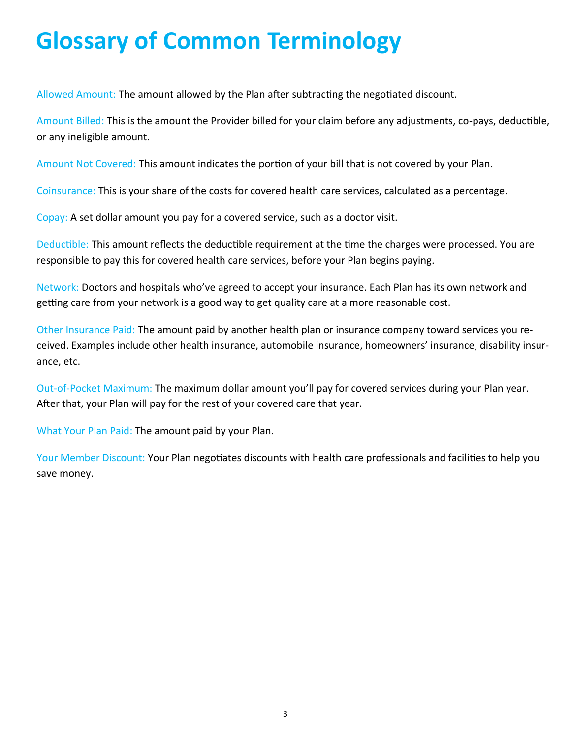# Glossary of Common Terminology

Allowed Amount: The amount allowed by the Plan after subtracting the negotiated discount.

Amount Billed: This is the amount the Provider billed for your claim before any adjustments, co-pays, deductible, or any ineligible amount.

Amount Not Covered: This amount indicates the portion of your bill that is not covered by your Plan.

Coinsurance: This is your share of the costs for covered health care services, calculated as a percentage.

Copay: A set dollar amount you pay for a covered service, such as a doctor visit.

Deductible: This amount reflects the deductible requirement at the time the charges were processed. You are responsible to pay this for covered health care services, before your Plan begins paying.

Network: Doctors and hospitals who've agreed to accept your insurance. Each Plan has its own network and getting care from your network is a good way to get quality care at a more reasonable cost.

Other Insurance Paid: The amount paid by another health plan or insurance company toward services you received. Examples include other health insurance, automobile insurance, homeowners' insurance, disability insurance, etc.

Out-of-Pocket Maximum: The maximum dollar amount you'll pay for covered services during your Plan year. After that, your Plan will pay for the rest of your covered care that year.

What Your Plan Paid: The amount paid by your Plan.

Your Member Discount: Your Plan negotiates discounts with health care professionals and facilities to help you save money.